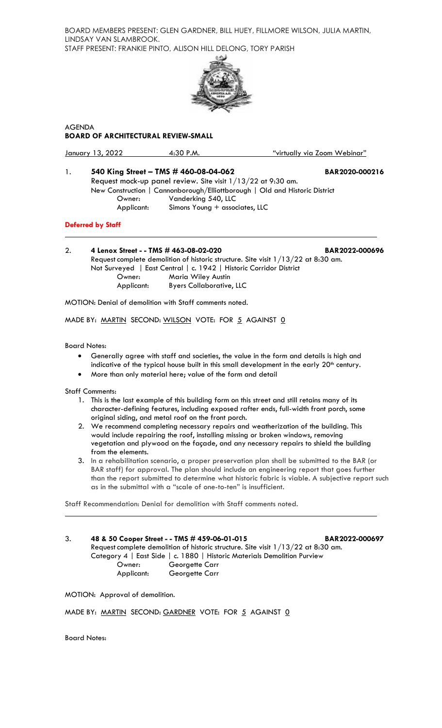BOARD MEMBERS PRESENT: GLEN GARDNER, BILL HUEY, FILLMORE WILSON, JULIA MARTIN, LINDSAY VAN SLAMBROOK.
STAFF PRESENT: FRANKIE PINTO, ALISON HILL DELONG, TORY PARISH

AGENDA
**BOARD OF ARCHITECTURAL REVIEW-SMALL**

January 13, 2022 4:30 P.M. "virtually via Zoom Webinar"

1. **540 King Street – TMS # 460-08-04-062** **BAR2020-000216**
Request mock-up panel review. Site visit 1/13/22 at 9:30 am.
New Construction | Cannonborough/Elliottborough | Old and Historic District
Owner: Vanderking 540, LLC
Applicant: Simons Young + associates, LLC

**Deferred by Staff**

---

2. **4 Lenox Street - - TMS # 463-08-02-020** **BAR2022-000696**
Request complete demolition of historic structure. Site visit 1/13/22 at 8:30 am.
Not Surveyed | East Central | c. 1942 | Historic Corridor District
Owner: Maria Wiley Austin
Applicant: Byers Collaborative, LLC

MOTION: Denial of demolition with Staff comments noted.

MADE BY: MARTIN SECOND: WILSON VOTE: FOR 5 AGAINST 0

Board Notes:

- Generally agree with staff and societies, the value in the form and details is high and indicative of the typical house built in this small development in the early 20th century.
- More than only material here; value of the form and detail

Staff Comments:

1. This is the last example of this building form on this street and still retains many of its character-defining features, including exposed rafter ends, full-width front porch, some original siding, and metal roof on the front porch.
2. We recommend completing necessary repairs and weatherization of the building. This would include repairing the roof, installing missing or broken windows, removing vegetation and plywood on the façade, and any necessary repairs to shield the building from the elements.
3. In a rehabilitation scenario, a proper preservation plan shall be submitted to the BAR (or BAR staff) for approval. The plan should include an engineering report that goes further than the report submitted to determine what historic fabric is viable. A subjective report such as in the submittal with a "scale of one-to-ten" is insufficient.

Staff Recommendation: Denial for demolition with Staff comments noted.

---

3. **48 & 50 Cooper Street - - TMS # 459-06-01-015** **BAR2022-000697**
Request complete demolition of historic structure. Site visit 1/13/22 at 8:30 am.
Category 4 | East Side | c. 1880 | Historic Materials Demolition Purview
Owner: Georgette Carr
Applicant: Georgette Carr

MOTION: Approval of demolition.

MADE BY: MARTIN SECOND: GARDNER VOTE: FOR 5 AGAINST 0

Board Notes: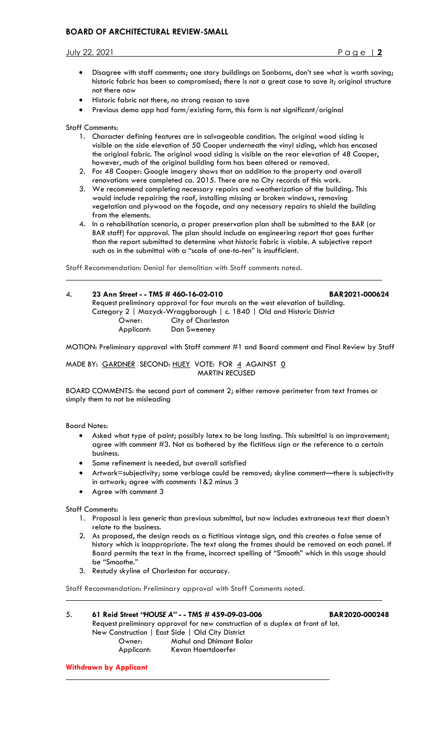- Disagree with staff comments; one story buildings on Sanborns, don't see what is worth saving; historic fabric has been so compromised; there is not a great case to save it; original structure not there now
- Historic fabric not there, no strong reason to save
- Previous demo app had form/existing form, this form is not significant/original

Staff Comments:

1. Character defining features are in salvageable condition. The original wood siding is visible on the side elevation of 50 Cooper underneath the vinyl siding, which has encased the original fabric. The original wood siding is visible on the rear elevation of 48 Cooper, however, much of the original building form has been altered or removed.
2. For 48 Cooper: Google imagery shows that an addition to the property and overall renovations were completed ca. 2015. There are no City records of this work.
3. We recommend completing necessary repairs and weatherization of the building. This would include repairing the roof, installing missing or broken windows, removing vegetation and plywood on the façade, and any necessary repairs to shield the building from the elements.
4. In a rehabilitation scenario, a proper preservation plan shall be submitted to the BAR (or BAR staff) for approval. The plan should include an engineering report that goes further than the report submitted to determine what historic fabric is viable. A subjective report such as in the submittal with a "scale of one-to-ten" is insufficient.

Staff Recommendation: Denial for demolition with Staff comments noted.

---

4. **23 Ann Street - - TMS # 460-16-02-010** **BAR2021-000624**

Request preliminary approval for four murals on the west elevation of building.
Category 2 | Mazyck-Wraggborough | c. 1840 | Old and Historic District

Owner: City of Charleston
Applicant: Dan Sweeney

MOTION: Preliminary approval with Staff comment #1 and Board comment and Final Review by Staff

MADE BY: GARDNER SECOND: HUEY VOTE: FOR 4 AGAINST 0
MARTIN RECUSED

BOARD COMMENTS: the second part of comment 2; either remove perimeter from text frames or simply them to not be misleading

Board Notes:

- Asked what type of paint; possibly latex to be long lasting. This submittal is an improvement; agree with comment #3. Not as bothered by the fictitious sign or the reference to a certain business.
- Some refinement is needed, but overall satisfied
- Artwork=subjectivity; some verbiage could be removed; skyline comment—there is subjectivity in artwork; agree with comments 1&2 minus 3
- Agree with comment 3

Staff Comments:

1. Proposal is less generic than previous submittal, but now includes extraneous text that doesn't relate to the business.
2. As proposed, the design reads as a fictitious vintage sign, and this creates a false sense of history which is inappropriate. The text along the frames should be removed on each panel. If Board permits the text in the frame, incorrect spelling of "Smooth" which in this usage should be "Smoothe."
3. Restudy skyline of Charleston for accuracy.

Staff Recommendation: Preliminary approval with Staff Comments noted.

---

5. **61 Reid Street *"HOUSE A"* - - TMS # 459-09-03-006** **BAR2020-000248**

Request preliminary approval for new construction of a duplex at front of lot.
New Construction | East Side | Old City District

Owner: Mahul and Dhimant Balar
Applicant: Kevan Hoertdoerfer

**Withdrawn by Applicant**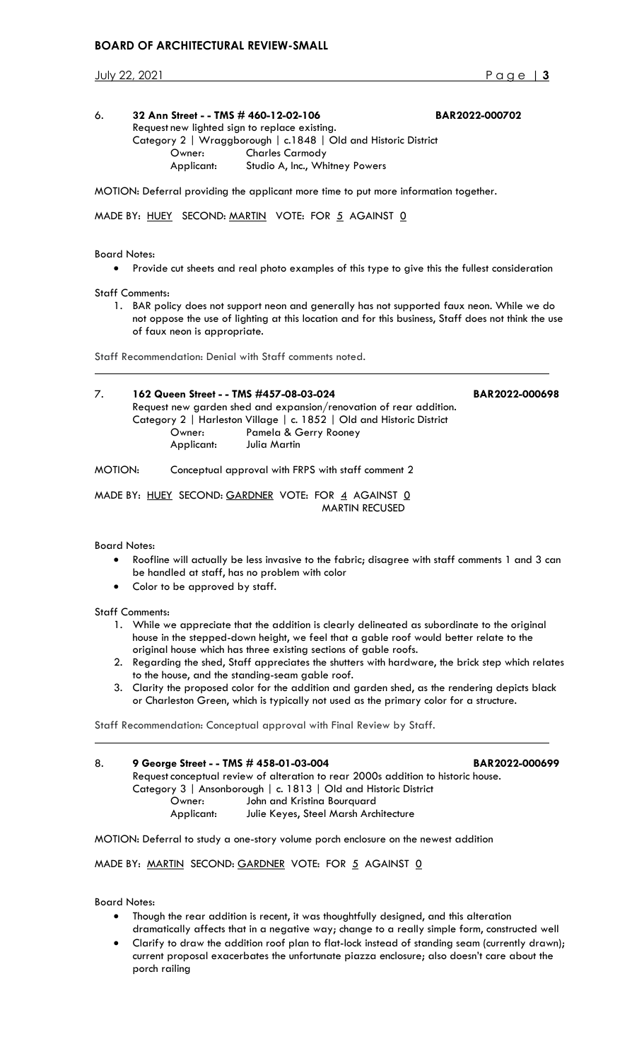6. **32 Ann Street - - TMS # 460-12-02-106** **BAR2022-000702**

Request new lighted sign to replace existing.
Category 2 | Wraggborough | c.1848 | Old and Historic District
Owner: Charles Carmody
Applicant: Studio A, Inc., Whitney Powers

MOTION: Deferral providing the applicant more time to put more information together.

MADE BY: HUEY SECOND: MARTIN VOTE: FOR 5 AGAINST 0

Board Notes:

- Provide cut sheets and real photo examples of this type to give this the fullest consideration

Staff Comments:

1. BAR policy does not support neon and generally has not supported faux neon. While we do not oppose the use of lighting at this location and for this business, Staff does not think the use of faux neon is appropriate.

Staff Recommendation: Denial with Staff comments noted.

---

7. **162 Queen Street - - TMS #457-08-03-024** **BAR2022-000698**

Request new garden shed and expansion/renovation of rear addition.
Category 2 | Harleston Village | c. 1852 | Old and Historic District
Owner: Pamela & Gerry Rooney
Applicant: Julia Martin

MOTION: Conceptual approval with FRPS with staff comment 2

MADE BY: HUEY SECOND: GARDNER VOTE: FOR 4 AGAINST 0
MARTIN RECUSED

Board Notes:

- Roofline will actually be less invasive to the fabric; disagree with staff comments 1 and 3 can be handled at staff, has no problem with color
- Color to be approved by staff.

Staff Comments:

1. While we appreciate that the addition is clearly delineated as subordinate to the original house in the stepped-down height, we feel that a gable roof would better relate to the original house which has three existing sections of gable roofs.
2. Regarding the shed, Staff appreciates the shutters with hardware, the brick step which relates to the house, and the standing-seam gable roof.
3. Clarity the proposed color for the addition and garden shed, as the rendering depicts black or Charleston Green, which is typically not used as the primary color for a structure.

Staff Recommendation: Conceptual approval with Final Review by Staff.

---

8. **9 George Street - - TMS # 458-01-03-004** **BAR2022-000699**

Request conceptual review of alteration to rear 2000s addition to historic house.
Category 3 | Ansonborough | c. 1813 | Old and Historic District
Owner: John and Kristina Bourquard
Applicant: Julie Keyes, Steel Marsh Architecture

MOTION: Deferral to study a one-story volume porch enclosure on the newest addition

MADE BY: MARTIN SECOND: GARDNER VOTE: FOR 5 AGAINST 0

Board Notes:

- Though the rear addition is recent, it was thoughtfully designed, and this alteration dramatically affects that in a negative way; change to a really simple form, constructed well
- Clarify to draw the addition roof plan to flat-lock instead of standing seam (currently drawn); current proposal exacerbates the unfortunate piazza enclosure; also doesn't care about the porch railing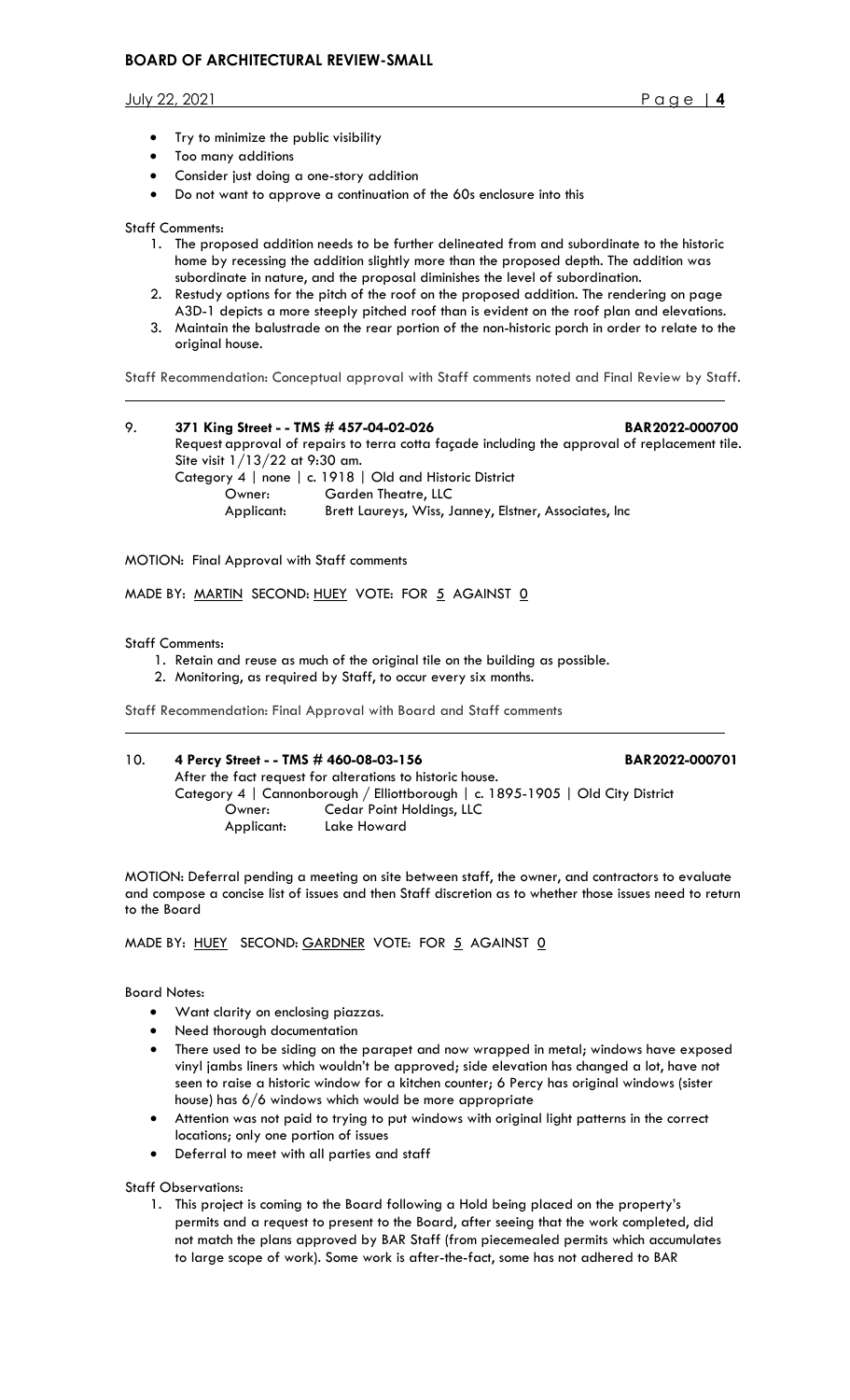- Try to minimize the public visibility
- Too many additions
- Consider just doing a one-story addition
- Do not want to approve a continuation of the 60s enclosure into this

Staff Comments:

1. The proposed addition needs to be further delineated from and subordinate to the historic home by recessing the addition slightly more than the proposed depth. The addition was subordinate in nature, and the proposal diminishes the level of subordination.
2. Restudy options for the pitch of the roof on the proposed addition. The rendering on page A3D-1 depicts a more steeply pitched roof than is evident on the roof plan and elevations.
3. Maintain the balustrade on the rear portion of the non-historic porch in order to relate to the original house.

Staff Recommendation: Conceptual approval with Staff comments noted and Final Review by Staff.

---

9. **371 King Street - - TMS # 457-04-02-026** **BAR2022-000700**

Request approval of repairs to terra cotta façade including the approval of replacement tile.
Site visit 1/13/22 at 9:30 am.
Category 4 | none | c. 1918 | Old and Historic District
Owner: Garden Theatre, LLC
Applicant: Brett Laureys, Wiss, Janney, Elstner, Associates, Inc

MOTION: Final Approval with Staff comments

MADE BY: MARTIN SECOND: HUEY VOTE: FOR 5 AGAINST 0

Staff Comments:

1. Retain and reuse as much of the original tile on the building as possible.
2. Monitoring, as required by Staff, to occur every six months.

Staff Recommendation: Final Approval with Board and Staff comments

---

10. **4 Percy Street - - TMS # 460-08-03-156** **BAR2022-000701**

After the fact request for alterations to historic house.
Category 4 | Cannonborough / Elliottborough | c. 1895-1905 | Old City District
Owner: Cedar Point Holdings, LLC
Applicant: Lake Howard

MOTION: Deferral pending a meeting on site between staff, the owner, and contractors to evaluate and compose a concise list of issues and then Staff discretion as to whether those issues need to return to the Board

MADE BY: HUEY SECOND: GARDNER VOTE: FOR 5 AGAINST 0

Board Notes:

- Want clarity on enclosing piazzas.
- Need thorough documentation
- There used to be siding on the parapet and now wrapped in metal; windows have exposed vinyl jambs liners which wouldn't be approved; side elevation has changed a lot, have not seen to raise a historic window for a kitchen counter; 6 Percy has original windows (sister house) has 6/6 windows which would be more appropriate
- Attention was not paid to trying to put windows with original light patterns in the correct locations; only one portion of issues
- Deferral to meet with all parties and staff

Staff Observations:

1. This project is coming to the Board following a Hold being placed on the property's permits and a request to present to the Board, after seeing that the work completed, did not match the plans approved by BAR Staff (from piecemealed permits which accumulates to large scope of work). Some work is after-the-fact, some has not adhered to BAR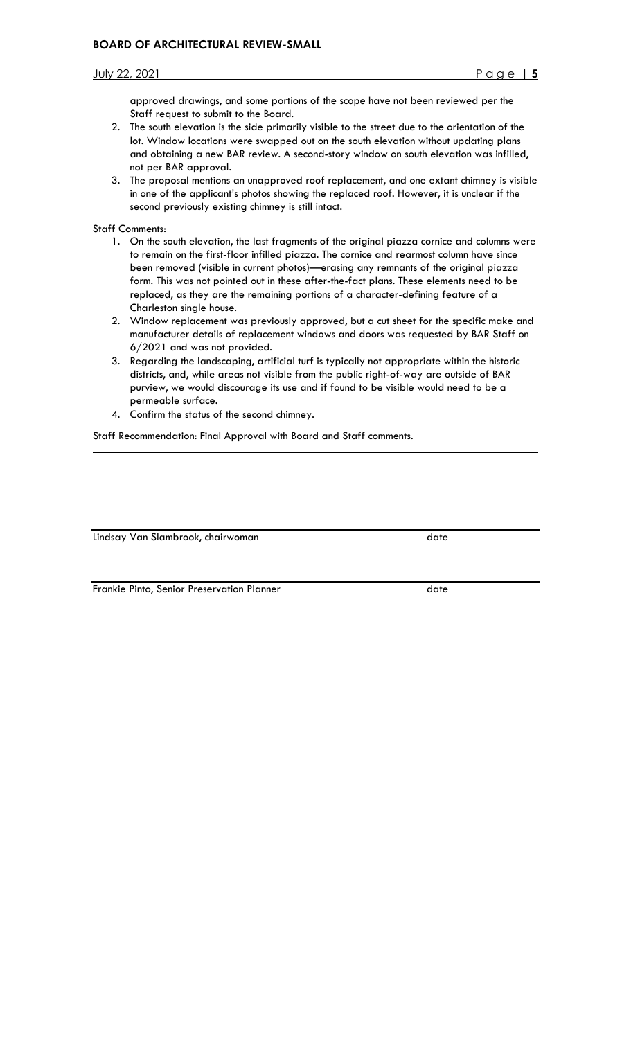approved drawings, and some portions of the scope have not been reviewed per the Staff request to submit to the Board.

2. The south elevation is the side primarily visible to the street due to the orientation of the lot. Window locations were swapped out on the south elevation without updating plans and obtaining a new BAR review. A second-story window on south elevation was infilled, not per BAR approval.
3. The proposal mentions an unapproved roof replacement, and one extant chimney is visible in one of the applicant's photos showing the replaced roof. However, it is unclear if the second previously existing chimney is still intact.

Staff Comments:

1. On the south elevation, the last fragments of the original piazza cornice and columns were to remain on the first-floor infilled piazza. The cornice and rearmost column have since been removed (visible in current photos)—erasing any remnants of the original piazza form. This was not pointed out in these after-the-fact plans. These elements need to be replaced, as they are the remaining portions of a character-defining feature of a Charleston single house.
2. Window replacement was previously approved, but a cut sheet for the specific make and manufacturer details of replacement windows and doors was requested by BAR Staff on 6/2021 and was not provided.
3. Regarding the landscaping, artificial turf is typically not appropriate within the historic districts, and, while areas not visible from the public right-of-way are outside of BAR purview, we would discourage its use and if found to be visible would need to be a permeable surface.
4. Confirm the status of the second chimney.

Staff Recommendation: Final Approval with Board and Staff comments.

---

Lindsay Van Slambrook, chairwoman — date

Frankie Pinto, Senior Preservation Planner — date